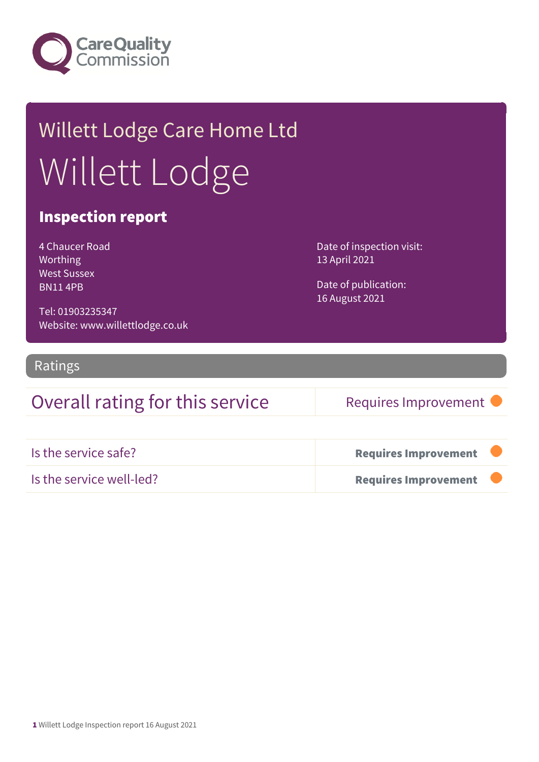Care Quality Commission

# Willett Lodge Care Home Ltd

# Willett Lodge

## Inspection report

4 Chaucer Road
Worthing
West Sussex
BN11 4PB

Tel: 01903235347
Website: www.willettlodge.co.uk

Date of inspection visit:
13 April 2021

Date of publication:
16 August 2021

## Ratings

| Overall rating for this service | Requires Improvement |
|---|---|

| Is the service safe? | **Requires Improvement** |
|---|---|
| Is the service well-led? | **Requires Improvement** |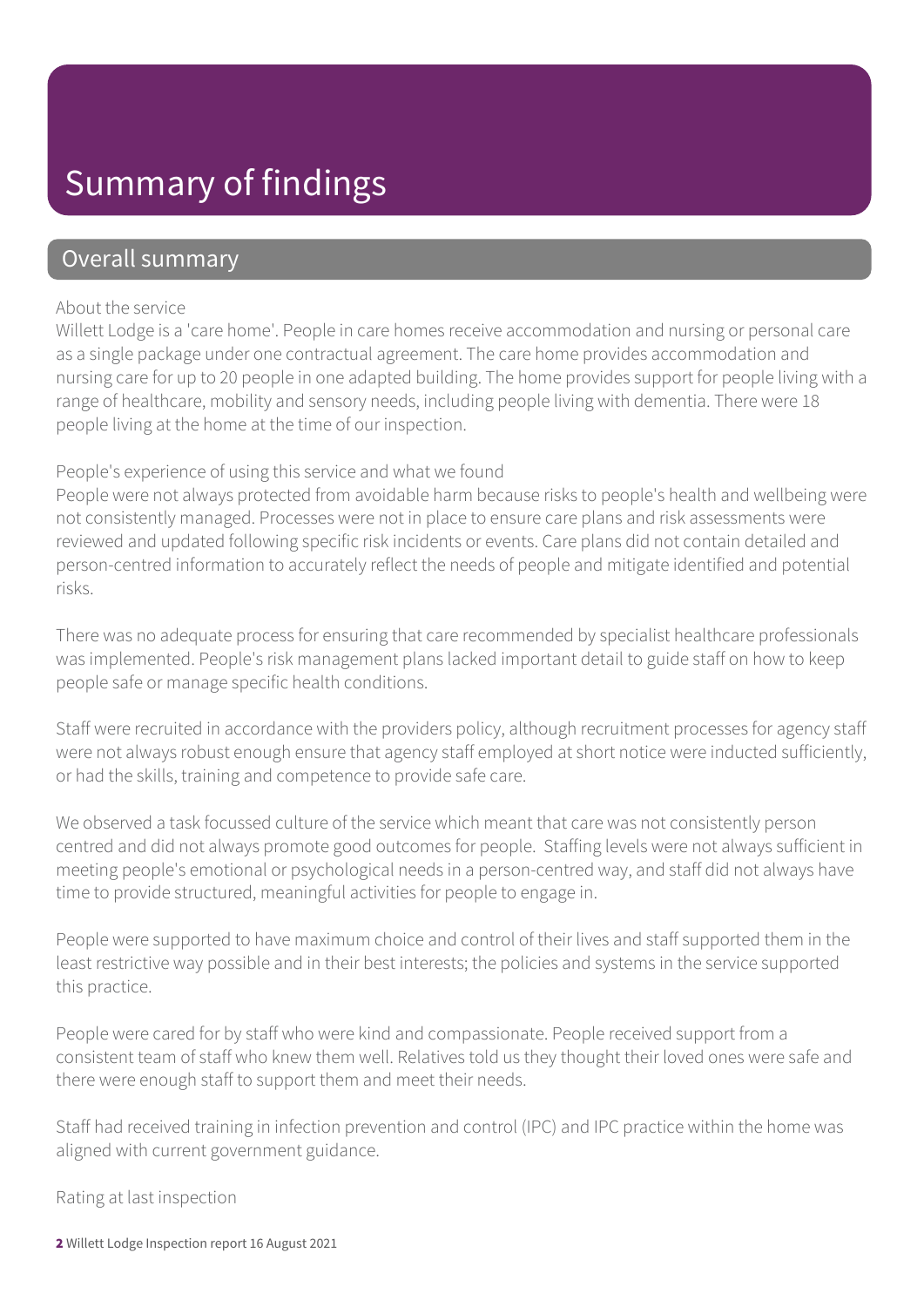# Summary of findings

## Overall summary

About the service

Willett Lodge is a 'care home'. People in care homes receive accommodation and nursing or personal care as a single package under one contractual agreement. The care home provides accommodation and nursing care for up to 20 people in one adapted building. The home provides support for people living with a range of healthcare, mobility and sensory needs, including people living with dementia. There were 18 people living at the home at the time of our inspection.

People's experience of using this service and what we found

People were not always protected from avoidable harm because risks to people's health and wellbeing were not consistently managed. Processes were not in place to ensure care plans and risk assessments were reviewed and updated following specific risk incidents or events. Care plans did not contain detailed and person-centred information to accurately reflect the needs of people and mitigate identified and potential risks.

There was no adequate process for ensuring that care recommended by specialist healthcare professionals was implemented. People's risk management plans lacked important detail to guide staff on how to keep people safe or manage specific health conditions.

Staff were recruited in accordance with the providers policy, although recruitment processes for agency staff were not always robust enough ensure that agency staff employed at short notice were inducted sufficiently, or had the skills, training and competence to provide safe care.

We observed a task focussed culture of the service which meant that care was not consistently person centred and did not always promote good outcomes for people. Staffing levels were not always sufficient in meeting people's emotional or psychological needs in a person-centred way, and staff did not always have time to provide structured, meaningful activities for people to engage in.

People were supported to have maximum choice and control of their lives and staff supported them in the least restrictive way possible and in their best interests; the policies and systems in the service supported this practice.

People were cared for by staff who were kind and compassionate. People received support from a consistent team of staff who knew them well. Relatives told us they thought their loved ones were safe and there were enough staff to support them and meet their needs.

Staff had received training in infection prevention and control (IPC) and IPC practice within the home was aligned with current government guidance.

Rating at last inspection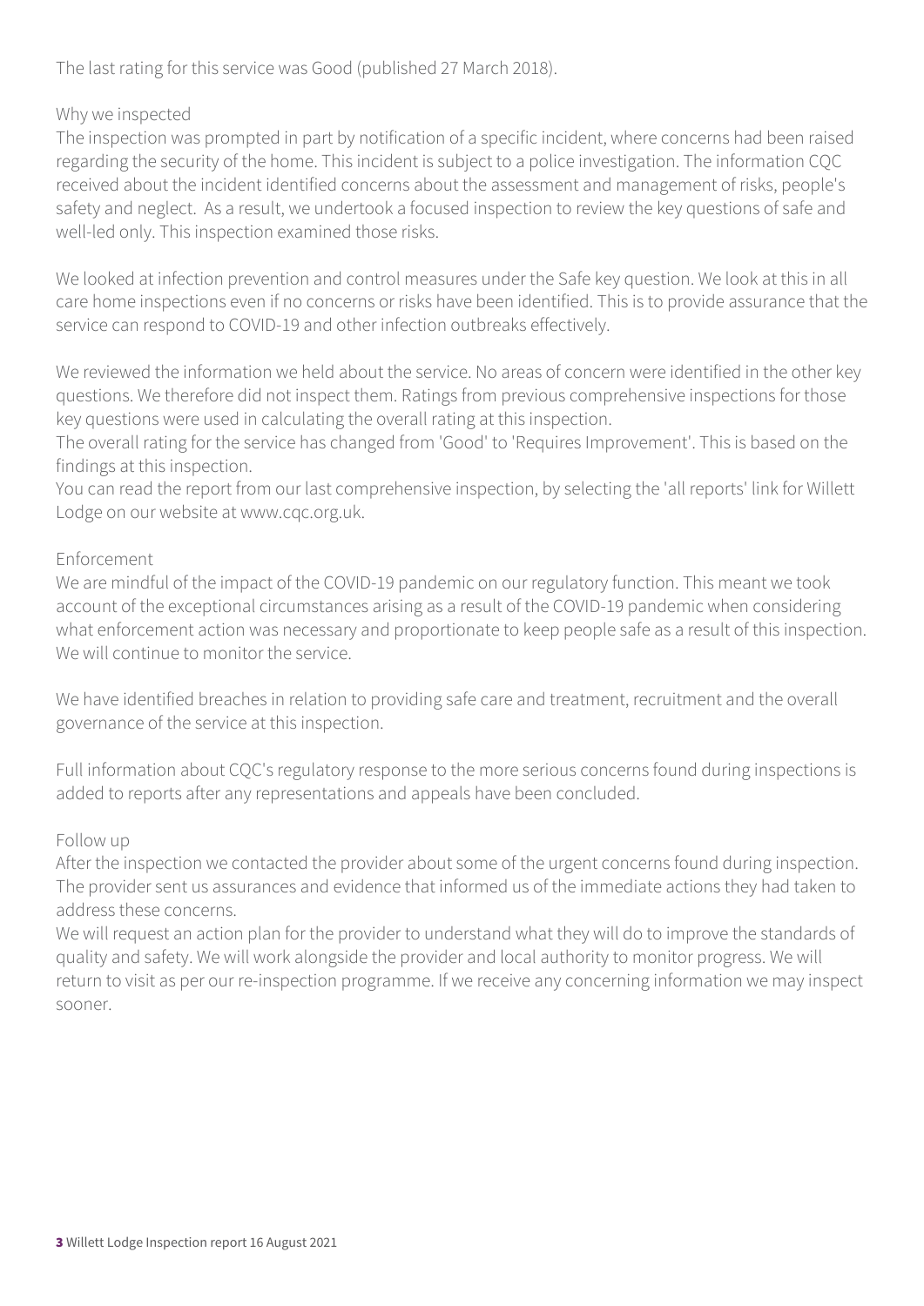The last rating for this service was Good (published 27 March 2018).

### Why we inspected

The inspection was prompted in part by notification of a specific incident, where concerns had been raised regarding the security of the home. This incident is subject to a police investigation. The information CQC received about the incident identified concerns about the assessment and management of risks, people's safety and neglect. As a result, we undertook a focused inspection to review the key questions of safe and well-led only. This inspection examined those risks.

We looked at infection prevention and control measures under the Safe key question. We look at this in all care home inspections even if no concerns or risks have been identified. This is to provide assurance that the service can respond to COVID-19 and other infection outbreaks effectively.

We reviewed the information we held about the service. No areas of concern were identified in the other key questions. We therefore did not inspect them. Ratings from previous comprehensive inspections for those key questions were used in calculating the overall rating at this inspection.
The overall rating for the service has changed from 'Good' to 'Requires Improvement'. This is based on the findings at this inspection.
You can read the report from our last comprehensive inspection, by selecting the 'all reports' link for Willett Lodge on our website at www.cqc.org.uk.

### Enforcement

We are mindful of the impact of the COVID-19 pandemic on our regulatory function. This meant we took account of the exceptional circumstances arising as a result of the COVID-19 pandemic when considering what enforcement action was necessary and proportionate to keep people safe as a result of this inspection. We will continue to monitor the service.

We have identified breaches in relation to providing safe care and treatment, recruitment and the overall governance of the service at this inspection.

Full information about CQC's regulatory response to the more serious concerns found during inspections is added to reports after any representations and appeals have been concluded.

### Follow up

After the inspection we contacted the provider about some of the urgent concerns found during inspection. The provider sent us assurances and evidence that informed us of the immediate actions they had taken to address these concerns.
We will request an action plan for the provider to understand what they will do to improve the standards of quality and safety. We will work alongside the provider and local authority to monitor progress. We will return to visit as per our re-inspection programme. If we receive any concerning information we may inspect sooner.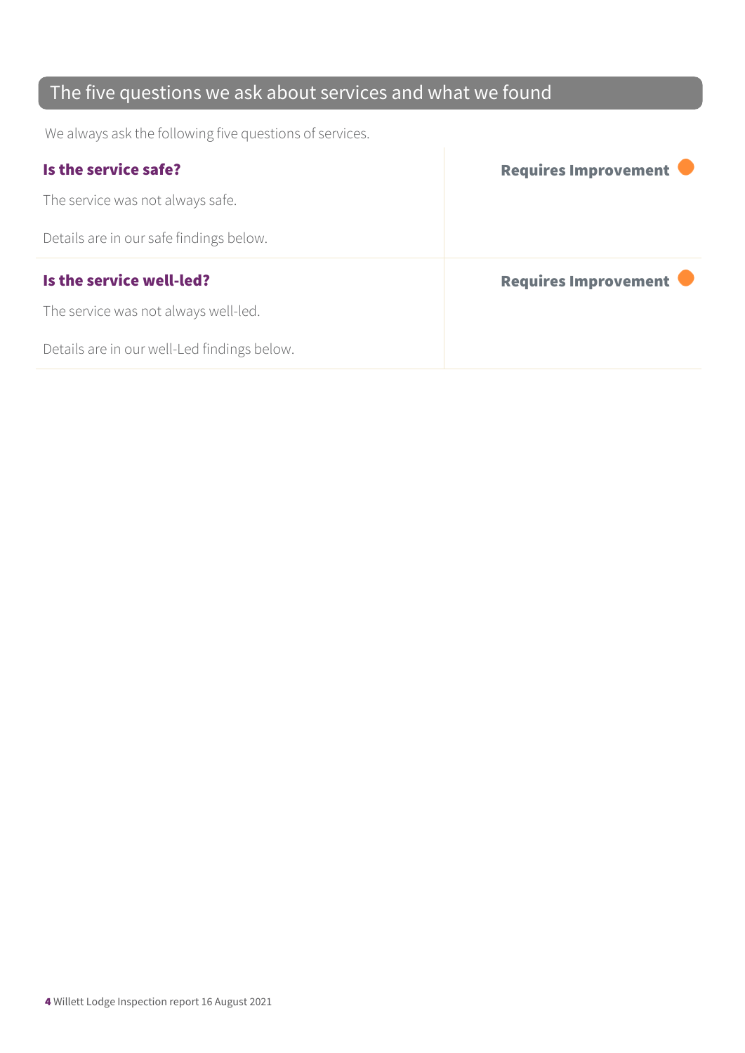## The five questions we ask about services and what we found

We always ask the following five questions of services.

| | |
|---|---|
| **Is the service safe?**<br><br>The service was not always safe.<br><br>Details are in our safe findings below. | **Requires Improvement** |
| **Is the service well-led?**<br><br>The service was not always well-led.<br><br>Details are in our well-Led findings below. | **Requires Improvement** |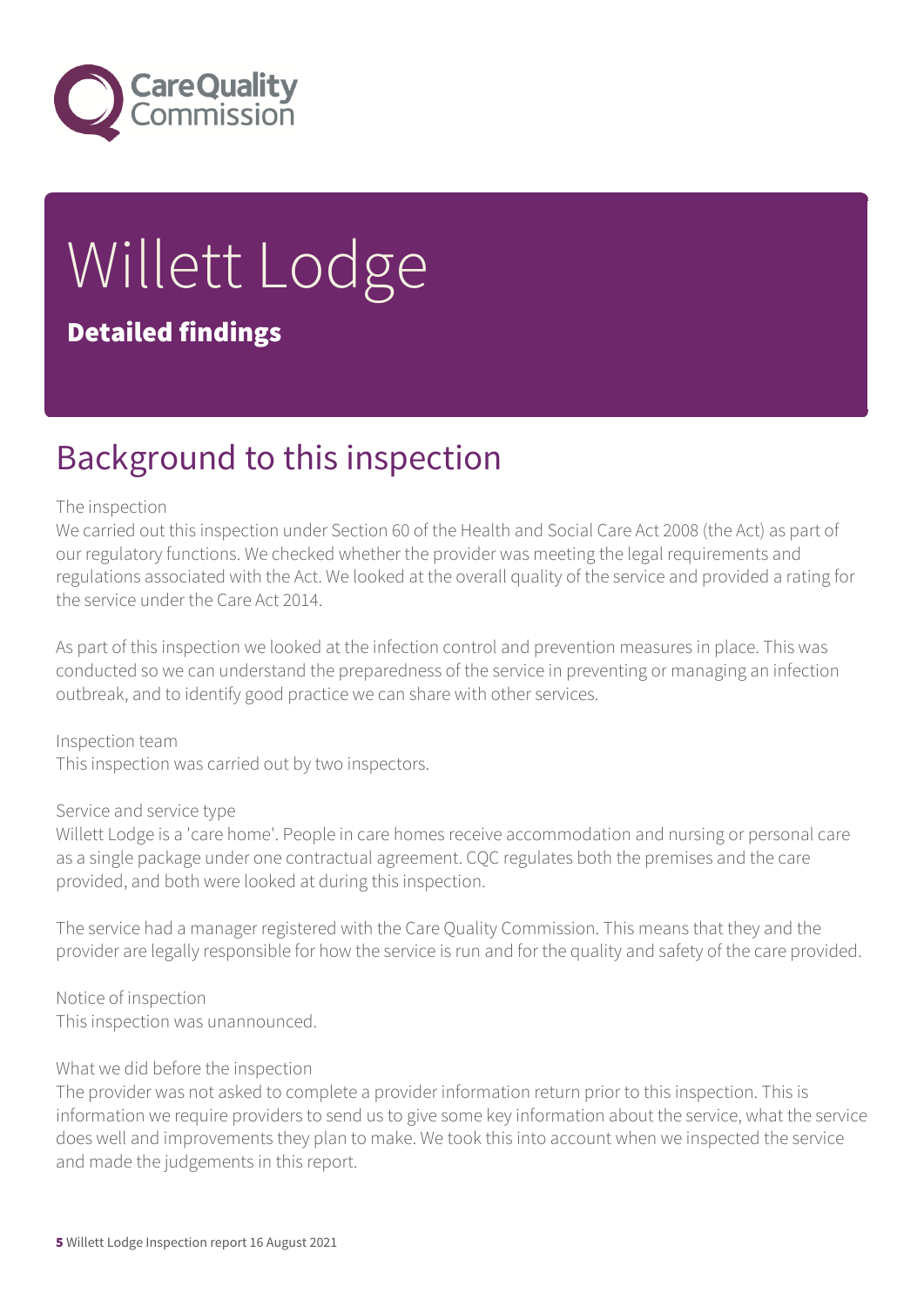# Willett Lodge

**Detailed findings**

## Background to this inspection

The inspection
We carried out this inspection under Section 60 of the Health and Social Care Act 2008 (the Act) as part of our regulatory functions. We checked whether the provider was meeting the legal requirements and regulations associated with the Act. We looked at the overall quality of the service and provided a rating for the service under the Care Act 2014.

As part of this inspection we looked at the infection control and prevention measures in place. This was conducted so we can understand the preparedness of the service in preventing or managing an infection outbreak, and to identify good practice we can share with other services.

Inspection team
This inspection was carried out by two inspectors.

Service and service type
Willett Lodge is a 'care home'. People in care homes receive accommodation and nursing or personal care as a single package under one contractual agreement. CQC regulates both the premises and the care provided, and both were looked at during this inspection.

The service had a manager registered with the Care Quality Commission. This means that they and the provider are legally responsible for how the service is run and for the quality and safety of the care provided.

Notice of inspection
This inspection was unannounced.

What we did before the inspection
The provider was not asked to complete a provider information return prior to this inspection. This is information we require providers to send us to give some key information about the service, what the service does well and improvements they plan to make. We took this into account when we inspected the service and made the judgements in this report.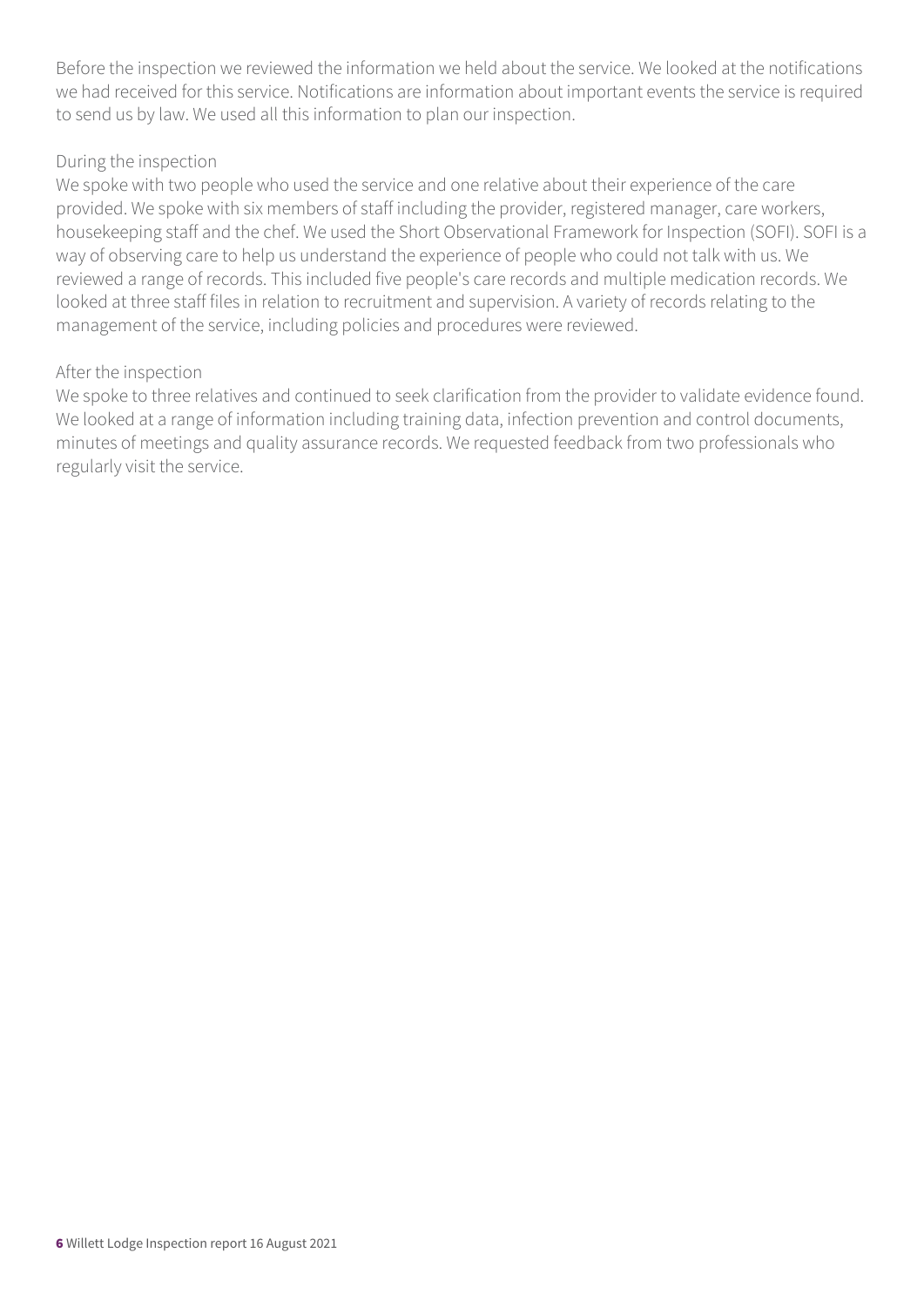Before the inspection we reviewed the information we held about the service. We looked at the notifications we had received for this service. Notifications are information about important events the service is required to send us by law. We used all this information to plan our inspection.

During the inspection

We spoke with two people who used the service and one relative about their experience of the care provided. We spoke with six members of staff including the provider, registered manager, care workers, housekeeping staff and the chef. We used the Short Observational Framework for Inspection (SOFI). SOFI is a way of observing care to help us understand the experience of people who could not talk with us. We reviewed a range of records. This included five people's care records and multiple medication records. We looked at three staff files in relation to recruitment and supervision. A variety of records relating to the management of the service, including policies and procedures were reviewed.

After the inspection

We spoke to three relatives and continued to seek clarification from the provider to validate evidence found. We looked at a range of information including training data, infection prevention and control documents, minutes of meetings and quality assurance records. We requested feedback from two professionals who regularly visit the service.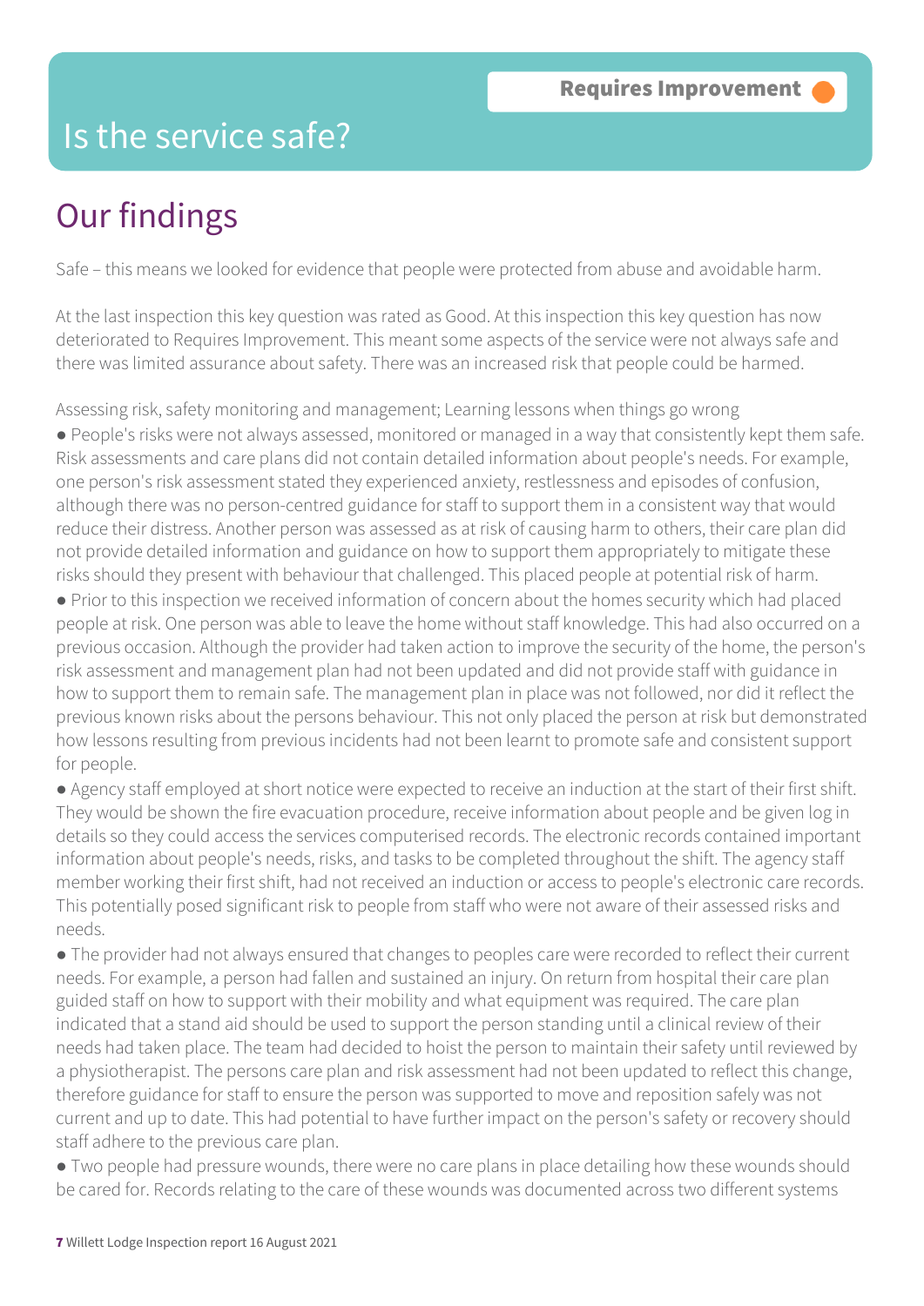**Requires Improvement**

# Is the service safe?

## Our findings

Safe – this means we looked for evidence that people were protected from abuse and avoidable harm.

At the last inspection this key question was rated as Good. At this inspection this key question has now deteriorated to Requires Improvement. This meant some aspects of the service were not always safe and there was limited assurance about safety. There was an increased risk that people could be harmed.

Assessing risk, safety monitoring and management; Learning lessons when things go wrong

- People's risks were not always assessed, monitored or managed in a way that consistently kept them safe. Risk assessments and care plans did not contain detailed information about people's needs. For example, one person's risk assessment stated they experienced anxiety, restlessness and episodes of confusion, although there was no person-centred guidance for staff to support them in a consistent way that would reduce their distress. Another person was assessed as at risk of causing harm to others, their care plan did not provide detailed information and guidance on how to support them appropriately to mitigate these risks should they present with behaviour that challenged. This placed people at potential risk of harm.
- Prior to this inspection we received information of concern about the homes security which had placed people at risk. One person was able to leave the home without staff knowledge. This had also occurred on a previous occasion. Although the provider had taken action to improve the security of the home, the person's risk assessment and management plan had not been updated and did not provide staff with guidance in how to support them to remain safe. The management plan in place was not followed, nor did it reflect the previous known risks about the persons behaviour. This not only placed the person at risk but demonstrated how lessons resulting from previous incidents had not been learnt to promote safe and consistent support for people.
- Agency staff employed at short notice were expected to receive an induction at the start of their first shift. They would be shown the fire evacuation procedure, receive information about people and be given log in details so they could access the services computerised records. The electronic records contained important information about people's needs, risks, and tasks to be completed throughout the shift. The agency staff member working their first shift, had not received an induction or access to people's electronic care records. This potentially posed significant risk to people from staff who were not aware of their assessed risks and needs.
- The provider had not always ensured that changes to peoples care were recorded to reflect their current needs. For example, a person had fallen and sustained an injury. On return from hospital their care plan guided staff on how to support with their mobility and what equipment was required. The care plan indicated that a stand aid should be used to support the person standing until a clinical review of their needs had taken place. The team had decided to hoist the person to maintain their safety until reviewed by a physiotherapist. The persons care plan and risk assessment had not been updated to reflect this change, therefore guidance for staff to ensure the person was supported to move and reposition safely was not current and up to date. This had potential to have further impact on the person's safety or recovery should staff adhere to the previous care plan.
- Two people had pressure wounds, there were no care plans in place detailing how these wounds should be cared for. Records relating to the care of these wounds was documented across two different systems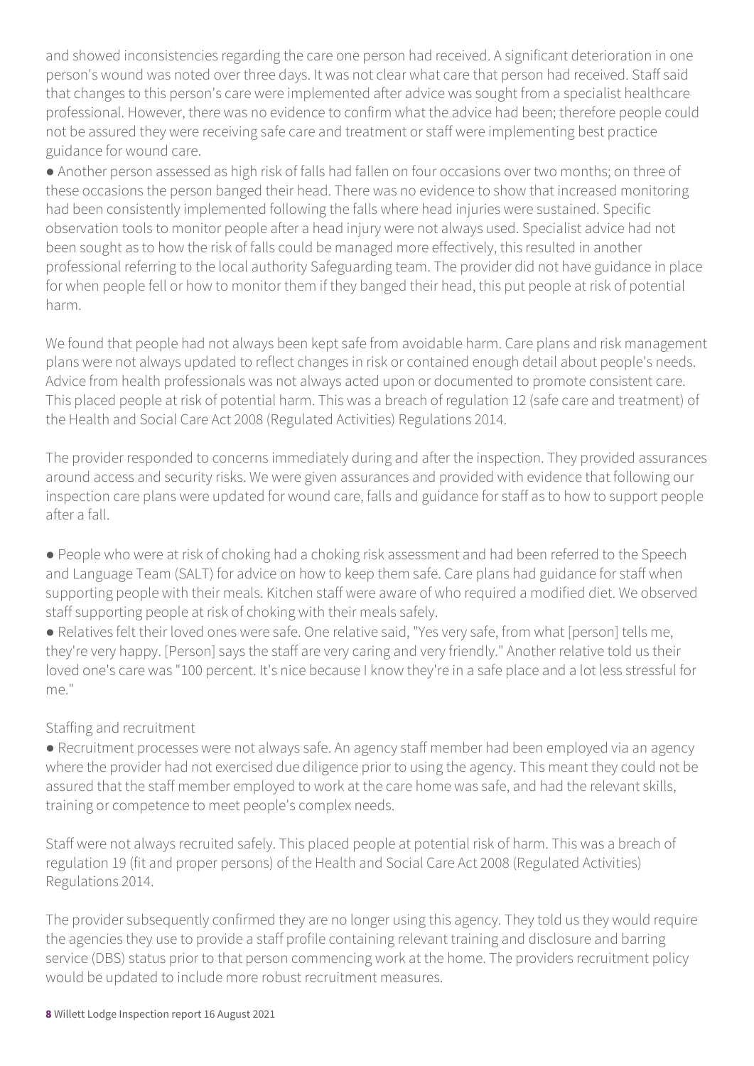and showed inconsistencies regarding the care one person had received. A significant deterioration in one person's wound was noted over three days. It was not clear what care that person had received. Staff said that changes to this person's care were implemented after advice was sought from a specialist healthcare professional. However, there was no evidence to confirm what the advice had been; therefore people could not be assured they were receiving safe care and treatment or staff were implementing best practice guidance for wound care.

- Another person assessed as high risk of falls had fallen on four occasions over two months; on three of these occasions the person banged their head. There was no evidence to show that increased monitoring had been consistently implemented following the falls where head injuries were sustained. Specific observation tools to monitor people after a head injury were not always used. Specialist advice had not been sought as to how the risk of falls could be managed more effectively, this resulted in another professional referring to the local authority Safeguarding team. The provider did not have guidance in place for when people fell or how to monitor them if they banged their head, this put people at risk of potential harm.

We found that people had not always been kept safe from avoidable harm. Care plans and risk management plans were not always updated to reflect changes in risk or contained enough detail about people's needs. Advice from health professionals was not always acted upon or documented to promote consistent care. This placed people at risk of potential harm. This was a breach of regulation 12 (safe care and treatment) of the Health and Social Care Act 2008 (Regulated Activities) Regulations 2014.

The provider responded to concerns immediately during and after the inspection. They provided assurances around access and security risks. We were given assurances and provided with evidence that following our inspection care plans were updated for wound care, falls and guidance for staff as to how to support people after a fall.

- People who were at risk of choking had a choking risk assessment and had been referred to the Speech and Language Team (SALT) for advice on how to keep them safe. Care plans had guidance for staff when supporting people with their meals. Kitchen staff were aware of who required a modified diet. We observed staff supporting people at risk of choking with their meals safely.
- Relatives felt their loved ones were safe. One relative said, "Yes very safe, from what [person] tells me, they're very happy. [Person] says the staff are very caring and very friendly." Another relative told us their loved one's care was "100 percent. It's nice because I know they're in a safe place and a lot less stressful for me."

Staffing and recruitment

- Recruitment processes were not always safe. An agency staff member had been employed via an agency where the provider had not exercised due diligence prior to using the agency. This meant they could not be assured that the staff member employed to work at the care home was safe, and had the relevant skills, training or competence to meet people's complex needs.

Staff were not always recruited safely. This placed people at potential risk of harm. This was a breach of regulation 19 (fit and proper persons) of the Health and Social Care Act 2008 (Regulated Activities) Regulations 2014.

The provider subsequently confirmed they are no longer using this agency. They told us they would require the agencies they use to provide a staff profile containing relevant training and disclosure and barring service (DBS) status prior to that person commencing work at the home. The providers recruitment policy would be updated to include more robust recruitment measures.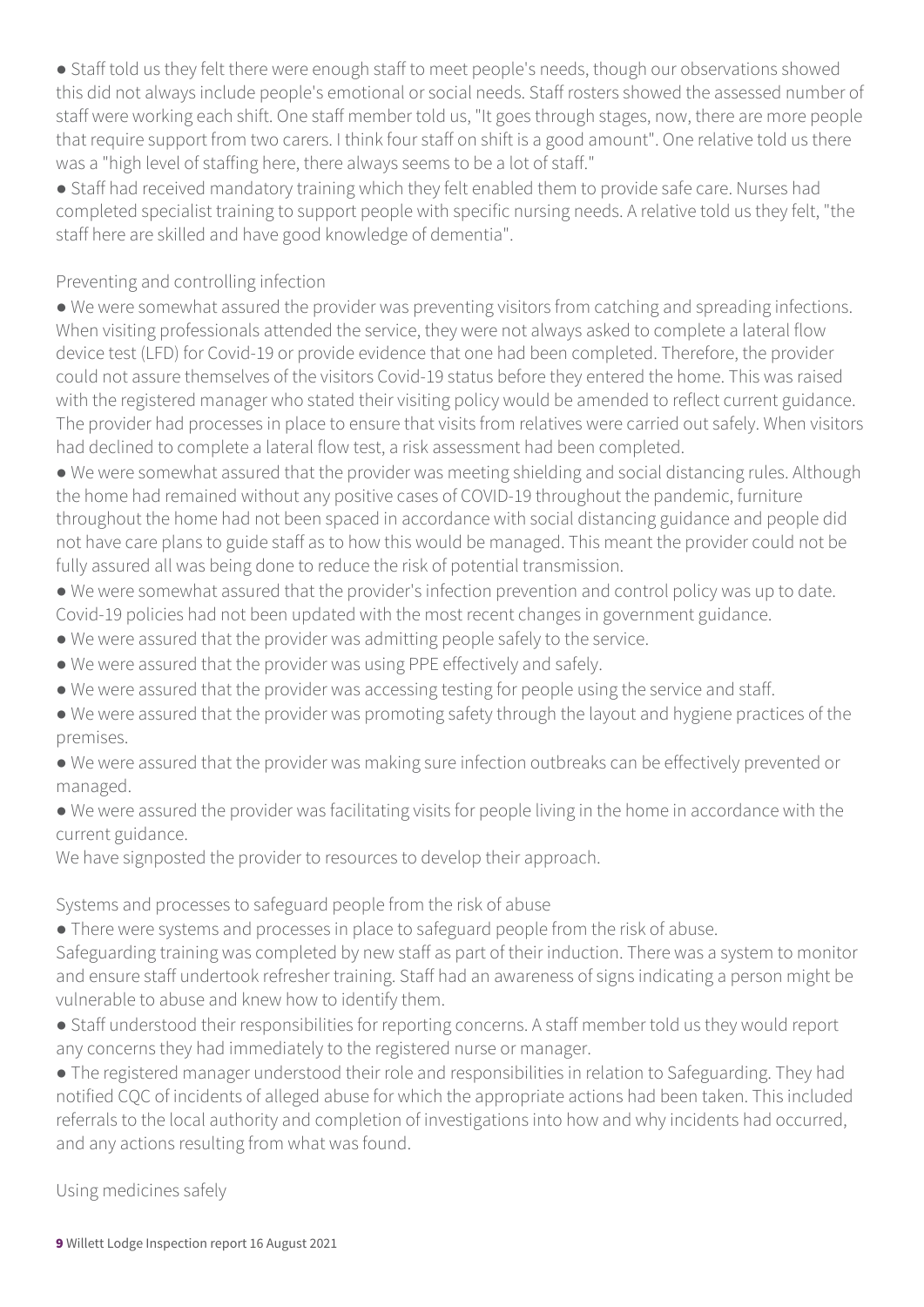- Staff told us they felt there were enough staff to meet people's needs, though our observations showed this did not always include people's emotional or social needs. Staff rosters showed the assessed number of staff were working each shift. One staff member told us, "It goes through stages, now, there are more people that require support from two carers. I think four staff on shift is a good amount". One relative told us there was a "high level of staffing here, there always seems to be a lot of staff."
- Staff had received mandatory training which they felt enabled them to provide safe care. Nurses had completed specialist training to support people with specific nursing needs. A relative told us they felt, "the staff here are skilled and have good knowledge of dementia".

### Preventing and controlling infection

- We were somewhat assured the provider was preventing visitors from catching and spreading infections. When visiting professionals attended the service, they were not always asked to complete a lateral flow device test (LFD) for Covid-19 or provide evidence that one had been completed. Therefore, the provider could not assure themselves of the visitors Covid-19 status before they entered the home. This was raised with the registered manager who stated their visiting policy would be amended to reflect current guidance. The provider had processes in place to ensure that visits from relatives were carried out safely. When visitors had declined to complete a lateral flow test, a risk assessment had been completed.
- We were somewhat assured that the provider was meeting shielding and social distancing rules. Although the home had remained without any positive cases of COVID-19 throughout the pandemic, furniture throughout the home had not been spaced in accordance with social distancing guidance and people did not have care plans to guide staff as to how this would be managed. This meant the provider could not be fully assured all was being done to reduce the risk of potential transmission.
- We were somewhat assured that the provider's infection prevention and control policy was up to date. Covid-19 policies had not been updated with the most recent changes in government guidance.
- We were assured that the provider was admitting people safely to the service.
- We were assured that the provider was using PPE effectively and safely.
- We were assured that the provider was accessing testing for people using the service and staff.
- We were assured that the provider was promoting safety through the layout and hygiene practices of the premises.
- We were assured that the provider was making sure infection outbreaks can be effectively prevented or managed.
- We were assured the provider was facilitating visits for people living in the home in accordance with the current guidance.

We have signposted the provider to resources to develop their approach.

### Systems and processes to safeguard people from the risk of abuse

- There were systems and processes in place to safeguard people from the risk of abuse.

Safeguarding training was completed by new staff as part of their induction. There was a system to monitor and ensure staff undertook refresher training. Staff had an awareness of signs indicating a person might be vulnerable to abuse and knew how to identify them.

- Staff understood their responsibilities for reporting concerns. A staff member told us they would report any concerns they had immediately to the registered nurse or manager.
- The registered manager understood their role and responsibilities in relation to Safeguarding. They had notified CQC of incidents of alleged abuse for which the appropriate actions had been taken. This included referrals to the local authority and completion of investigations into how and why incidents had occurred, and any actions resulting from what was found.

### Using medicines safely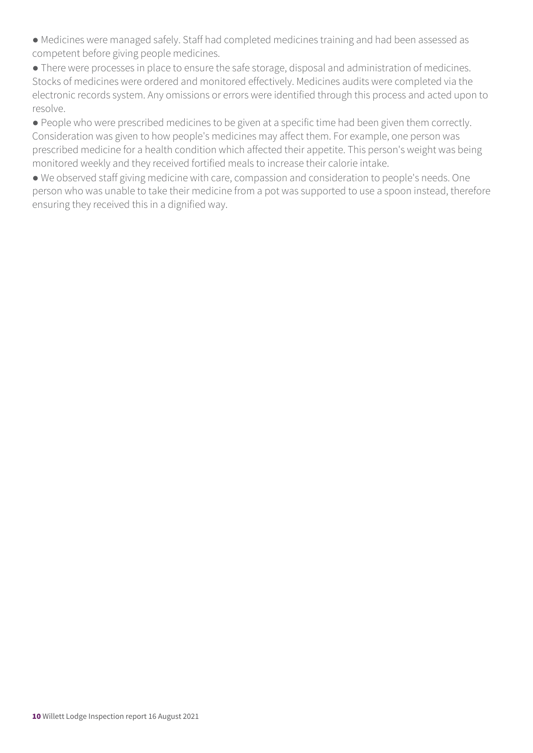- Medicines were managed safely. Staff had completed medicines training and had been assessed as competent before giving people medicines.
- There were processes in place to ensure the safe storage, disposal and administration of medicines. Stocks of medicines were ordered and monitored effectively. Medicines audits were completed via the electronic records system. Any omissions or errors were identified through this process and acted upon to resolve.
- People who were prescribed medicines to be given at a specific time had been given them correctly. Consideration was given to how people's medicines may affect them. For example, one person was prescribed medicine for a health condition which affected their appetite. This person's weight was being monitored weekly and they received fortified meals to increase their calorie intake.
- We observed staff giving medicine with care, compassion and consideration to people's needs. One person who was unable to take their medicine from a pot was supported to use a spoon instead, therefore ensuring they received this in a dignified way.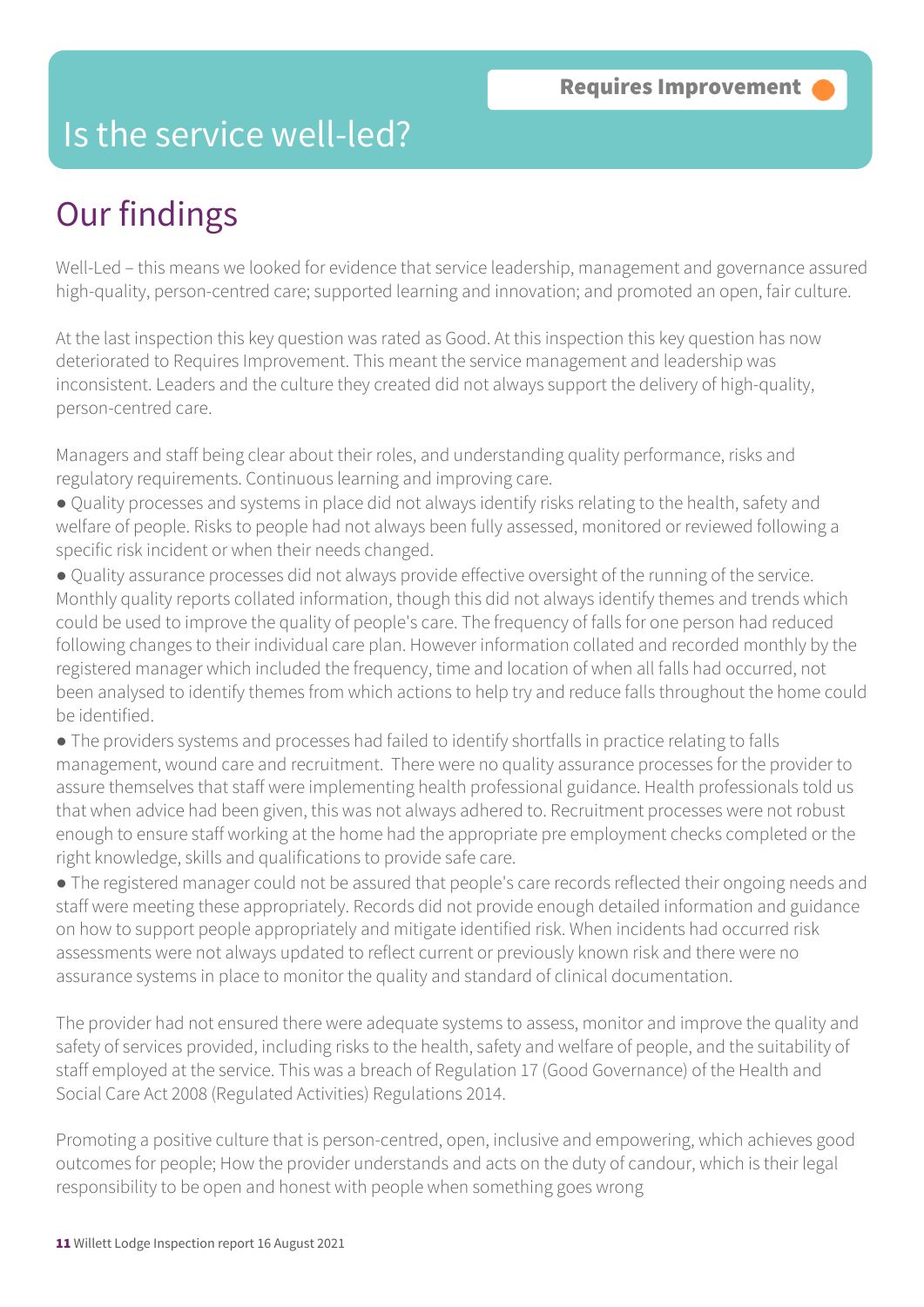**Requires Improvement**

# Is the service well-led?

## Our findings

Well-Led – this means we looked for evidence that service leadership, management and governance assured high-quality, person-centred care; supported learning and innovation; and promoted an open, fair culture.

At the last inspection this key question was rated as Good. At this inspection this key question has now deteriorated to Requires Improvement. This meant the service management and leadership was inconsistent. Leaders and the culture they created did not always support the delivery of high-quality, person-centred care.

Managers and staff being clear about their roles, and understanding quality performance, risks and regulatory requirements. Continuous learning and improving care.

- Quality processes and systems in place did not always identify risks relating to the health, safety and welfare of people. Risks to people had not always been fully assessed, monitored or reviewed following a specific risk incident or when their needs changed.
- Quality assurance processes did not always provide effective oversight of the running of the service. Monthly quality reports collated information, though this did not always identify themes and trends which could be used to improve the quality of people's care. The frequency of falls for one person had reduced following changes to their individual care plan. However information collated and recorded monthly by the registered manager which included the frequency, time and location of when all falls had occurred, not been analysed to identify themes from which actions to help try and reduce falls throughout the home could be identified.
- The providers systems and processes had failed to identify shortfalls in practice relating to falls management, wound care and recruitment. There were no quality assurance processes for the provider to assure themselves that staff were implementing health professional guidance. Health professionals told us that when advice had been given, this was not always adhered to. Recruitment processes were not robust enough to ensure staff working at the home had the appropriate pre employment checks completed or the right knowledge, skills and qualifications to provide safe care.
- The registered manager could not be assured that people's care records reflected their ongoing needs and staff were meeting these appropriately. Records did not provide enough detailed information and guidance on how to support people appropriately and mitigate identified risk. When incidents had occurred risk assessments were not always updated to reflect current or previously known risk and there were no assurance systems in place to monitor the quality and standard of clinical documentation.

The provider had not ensured there were adequate systems to assess, monitor and improve the quality and safety of services provided, including risks to the health, safety and welfare of people, and the suitability of staff employed at the service. This was a breach of Regulation 17 (Good Governance) of the Health and Social Care Act 2008 (Regulated Activities) Regulations 2014.

Promoting a positive culture that is person-centred, open, inclusive and empowering, which achieves good outcomes for people; How the provider understands and acts on the duty of candour, which is their legal responsibility to be open and honest with people when something goes wrong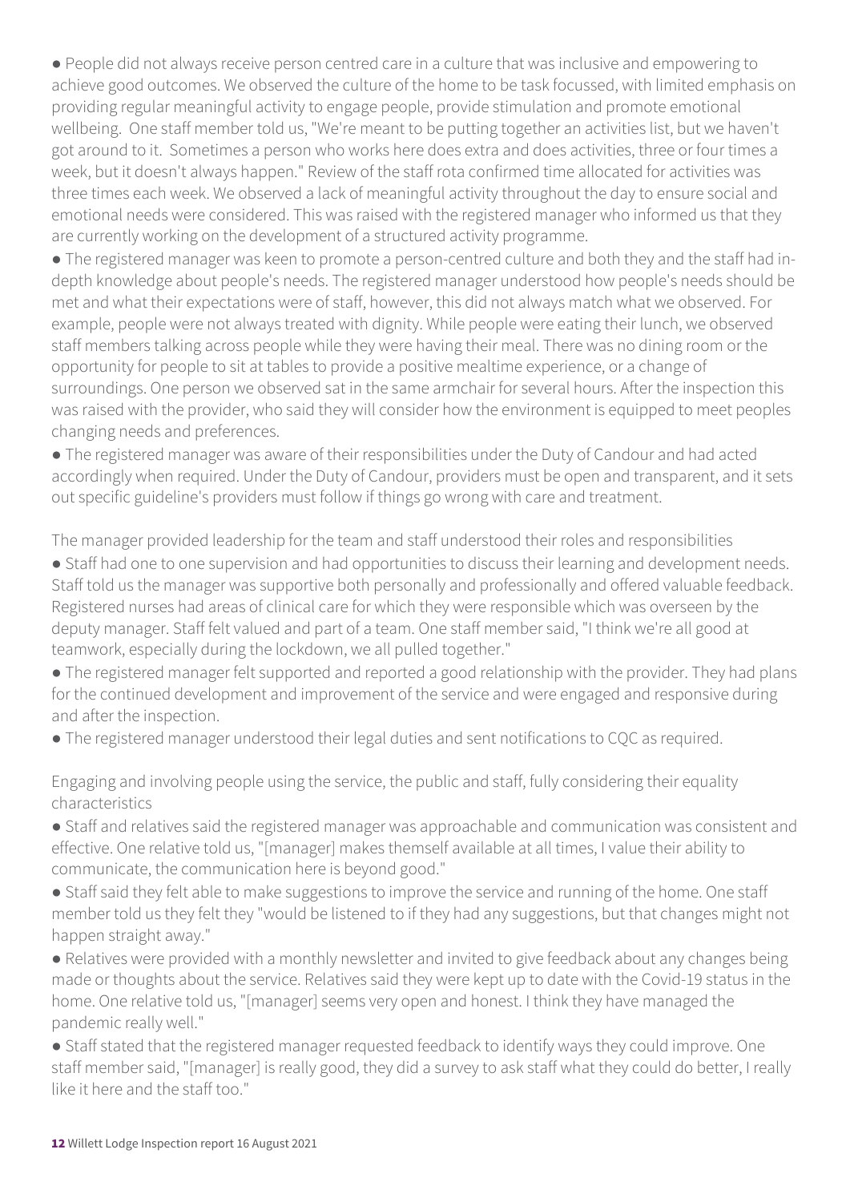- People did not always receive person centred care in a culture that was inclusive and empowering to achieve good outcomes. We observed the culture of the home to be task focussed, with limited emphasis on providing regular meaningful activity to engage people, provide stimulation and promote emotional wellbeing. One staff member told us, "We're meant to be putting together an activities list, but we haven't got around to it. Sometimes a person who works here does extra and does activities, three or four times a week, but it doesn't always happen." Review of the staff rota confirmed time allocated for activities was three times each week. We observed a lack of meaningful activity throughout the day to ensure social and emotional needs were considered. This was raised with the registered manager who informed us that they are currently working on the development of a structured activity programme.
- The registered manager was keen to promote a person-centred culture and both they and the staff had in-depth knowledge about people's needs. The registered manager understood how people's needs should be met and what their expectations were of staff, however, this did not always match what we observed. For example, people were not always treated with dignity. While people were eating their lunch, we observed staff members talking across people while they were having their meal. There was no dining room or the opportunity for people to sit at tables to provide a positive mealtime experience, or a change of surroundings. One person we observed sat in the same armchair for several hours. After the inspection this was raised with the provider, who said they will consider how the environment is equipped to meet peoples changing needs and preferences.
- The registered manager was aware of their responsibilities under the Duty of Candour and had acted accordingly when required. Under the Duty of Candour, providers must be open and transparent, and it sets out specific guideline's providers must follow if things go wrong with care and treatment.

The manager provided leadership for the team and staff understood their roles and responsibilities

- Staff had one to one supervision and had opportunities to discuss their learning and development needs. Staff told us the manager was supportive both personally and professionally and offered valuable feedback. Registered nurses had areas of clinical care for which they were responsible which was overseen by the deputy manager. Staff felt valued and part of a team. One staff member said, "I think we're all good at teamwork, especially during the lockdown, we all pulled together."
- The registered manager felt supported and reported a good relationship with the provider. They had plans for the continued development and improvement of the service and were engaged and responsive during and after the inspection.
- The registered manager understood their legal duties and sent notifications to CQC as required.

Engaging and involving people using the service, the public and staff, fully considering their equality characteristics

- Staff and relatives said the registered manager was approachable and communication was consistent and effective. One relative told us, "[manager] makes themself available at all times, I value their ability to communicate, the communication here is beyond good."
- Staff said they felt able to make suggestions to improve the service and running of the home. One staff member told us they felt they "would be listened to if they had any suggestions, but that changes might not happen straight away."
- Relatives were provided with a monthly newsletter and invited to give feedback about any changes being made or thoughts about the service. Relatives said they were kept up to date with the Covid-19 status in the home. One relative told us, "[manager] seems very open and honest. I think they have managed the pandemic really well."
- Staff stated that the registered manager requested feedback to identify ways they could improve. One staff member said, "[manager] is really good, they did a survey to ask staff what they could do better, I really like it here and the staff too."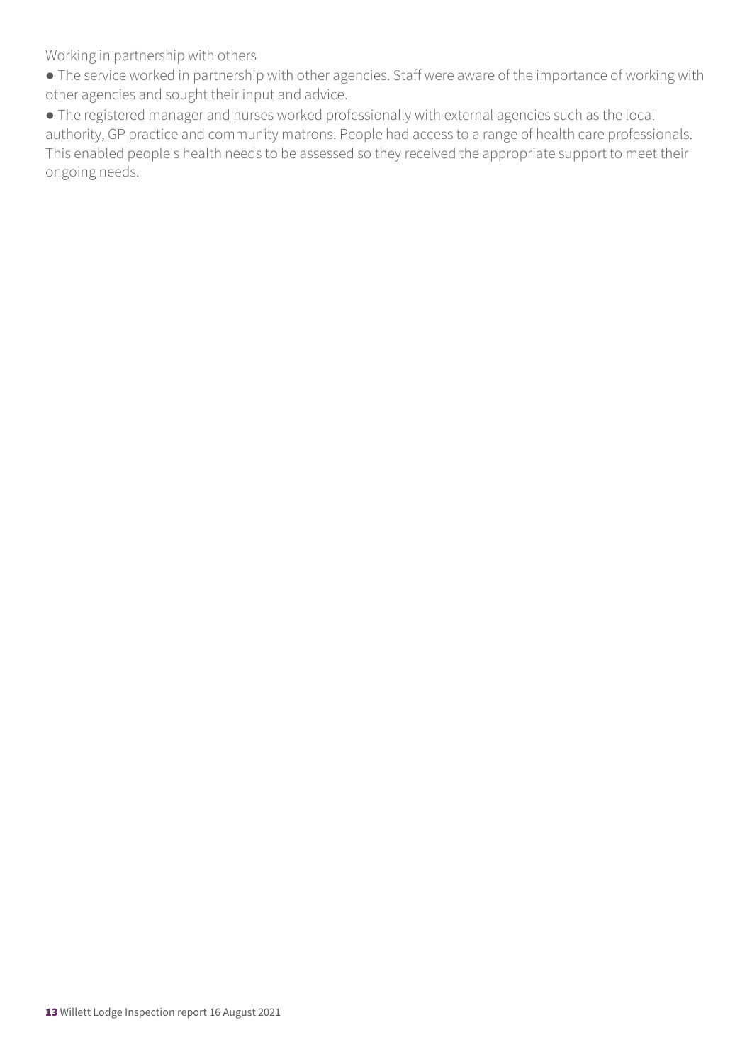Working in partnership with others

- The service worked in partnership with other agencies. Staff were aware of the importance of working with other agencies and sought their input and advice.
- The registered manager and nurses worked professionally with external agencies such as the local authority, GP practice and community matrons. People had access to a range of health care professionals. This enabled people's health needs to be assessed so they received the appropriate support to meet their ongoing needs.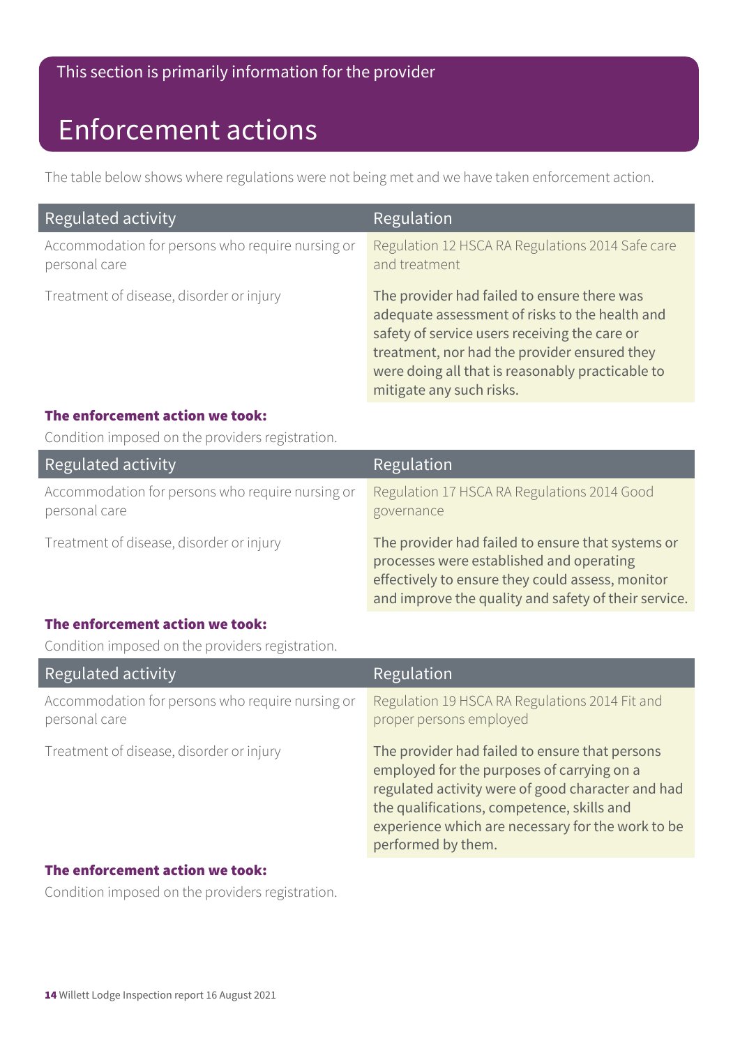This section is primarily information for the provider

# Enforcement actions

The table below shows where regulations were not being met and we have taken enforcement action.

| Regulated activity | Regulation |
| --- | --- |
| Accommodation for persons who require nursing or personal care | Regulation 12 HSCA RA Regulations 2014 Safe care and treatment |
| Treatment of disease, disorder or injury | The provider had failed to ensure there was adequate assessment of risks to the health and safety of service users receiving the care or treatment, nor had the provider ensured they were doing all that is reasonably practicable to mitigate any such risks. |

**The enforcement action we took:**

Condition imposed on the providers registration.

| Regulated activity | Regulation |
| --- | --- |
| Accommodation for persons who require nursing or personal care | Regulation 17 HSCA RA Regulations 2014 Good governance |
| Treatment of disease, disorder or injury | The provider had failed to ensure that systems or processes were established and operating effectively to ensure they could assess, monitor and improve the quality and safety of their service. |

**The enforcement action we took:**

Condition imposed on the providers registration.

| Regulated activity | Regulation |
| --- | --- |
| Accommodation for persons who require nursing or personal care | Regulation 19 HSCA RA Regulations 2014 Fit and proper persons employed |
| Treatment of disease, disorder or injury | The provider had failed to ensure that persons employed for the purposes of carrying on a regulated activity were of good character and had the qualifications, competence, skills and experience which are necessary for the work to be performed by them. |

**The enforcement action we took:**

Condition imposed on the providers registration.